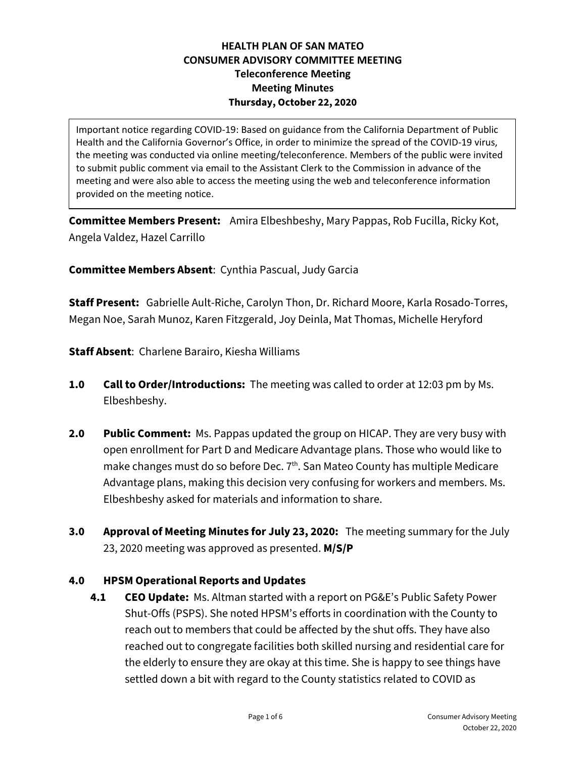**HEALTH PLAN OF SAN MATEO**
**CONSUMER ADVISORY COMMITTEE MEETING**
**Teleconference Meeting**
**Meeting Minutes**
**Thursday, October 22, 2020**

Important notice regarding COVID-19: Based on guidance from the California Department of Public Health and the California Governor's Office, in order to minimize the spread of the COVID-19 virus, the meeting was conducted via online meeting/teleconference. Members of the public were invited to submit public comment via email to the Assistant Clerk to the Commission in advance of the meeting and were also able to access the meeting using the web and teleconference information provided on the meeting notice.

**Committee Members Present:** Amira Elbeshbeshy, Mary Pappas, Rob Fucilla, Ricky Kot, Angela Valdez, Hazel Carrillo

**Committee Members Absent**: Cynthia Pascual, Judy Garcia

**Staff Present:** Gabrielle Ault-Riche, Carolyn Thon, Dr. Richard Moore, Karla Rosado-Torres, Megan Noe, Sarah Munoz, Karen Fitzgerald, Joy Deinla, Mat Thomas, Michelle Heryford

**Staff Absent**: Charlene Barairo, Kiesha Williams

**1.0 Call to Order/Introductions:** The meeting was called to order at 12:03 pm by Ms. Elbeshbeshy.

**2.0 Public Comment:** Ms. Pappas updated the group on HICAP. They are very busy with open enrollment for Part D and Medicare Advantage plans. Those who would like to make changes must do so before Dec. 7th. San Mateo County has multiple Medicare Advantage plans, making this decision very confusing for workers and members. Ms. Elbeshbeshy asked for materials and information to share.

**3.0 Approval of Meeting Minutes for July 23, 2020:** The meeting summary for the July 23, 2020 meeting was approved as presented. **M/S/P**

**4.0 HPSM Operational Reports and Updates**

**4.1 CEO Update:** Ms. Altman started with a report on PG&E's Public Safety Power Shut-Offs (PSPS). She noted HPSM's efforts in coordination with the County to reach out to members that could be affected by the shut offs. They have also reached out to congregate facilities both skilled nursing and residential care for the elderly to ensure they are okay at this time. She is happy to see things have settled down a bit with regard to the County statistics related to COVID as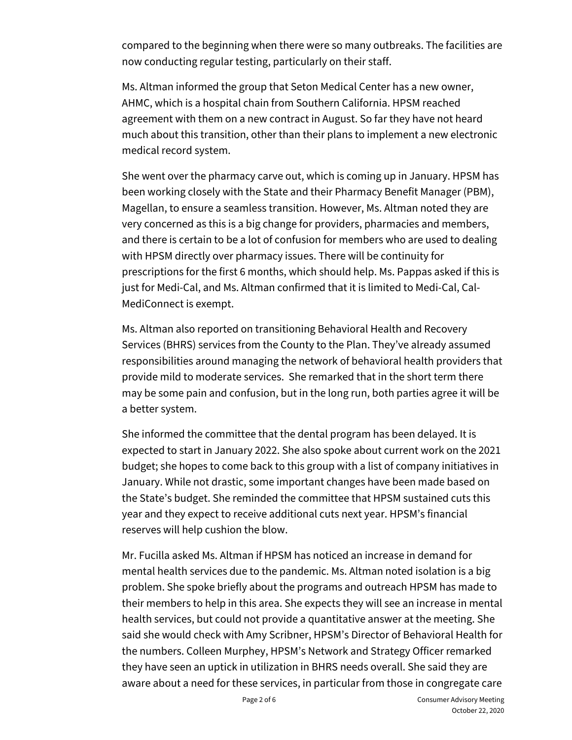compared to the beginning when there were so many outbreaks. The facilities are now conducting regular testing, particularly on their staff.

Ms. Altman informed the group that Seton Medical Center has a new owner, AHMC, which is a hospital chain from Southern California. HPSM reached agreement with them on a new contract in August. So far they have not heard much about this transition, other than their plans to implement a new electronic medical record system.

She went over the pharmacy carve out, which is coming up in January. HPSM has been working closely with the State and their Pharmacy Benefit Manager (PBM), Magellan, to ensure a seamless transition. However, Ms. Altman noted they are very concerned as this is a big change for providers, pharmacies and members, and there is certain to be a lot of confusion for members who are used to dealing with HPSM directly over pharmacy issues. There will be continuity for prescriptions for the first 6 months, which should help. Ms. Pappas asked if this is just for Medi-Cal, and Ms. Altman confirmed that it is limited to Medi-Cal, Cal-MediConnect is exempt.

Ms. Altman also reported on transitioning Behavioral Health and Recovery Services (BHRS) services from the County to the Plan. They've already assumed responsibilities around managing the network of behavioral health providers that provide mild to moderate services. She remarked that in the short term there may be some pain and confusion, but in the long run, both parties agree it will be a better system.

She informed the committee that the dental program has been delayed. It is expected to start in January 2022. She also spoke about current work on the 2021 budget; she hopes to come back to this group with a list of company initiatives in January. While not drastic, some important changes have been made based on the State's budget. She reminded the committee that HPSM sustained cuts this year and they expect to receive additional cuts next year. HPSM's financial reserves will help cushion the blow.

Mr. Fucilla asked Ms. Altman if HPSM has noticed an increase in demand for mental health services due to the pandemic. Ms. Altman noted isolation is a big problem. She spoke briefly about the programs and outreach HPSM has made to their members to help in this area. She expects they will see an increase in mental health services, but could not provide a quantitative answer at the meeting. She said she would check with Amy Scribner, HPSM's Director of Behavioral Health for the numbers. Colleen Murphey, HPSM's Network and Strategy Officer remarked they have seen an uptick in utilization in BHRS needs overall. She said they are aware about a need for these services, in particular from those in congregate care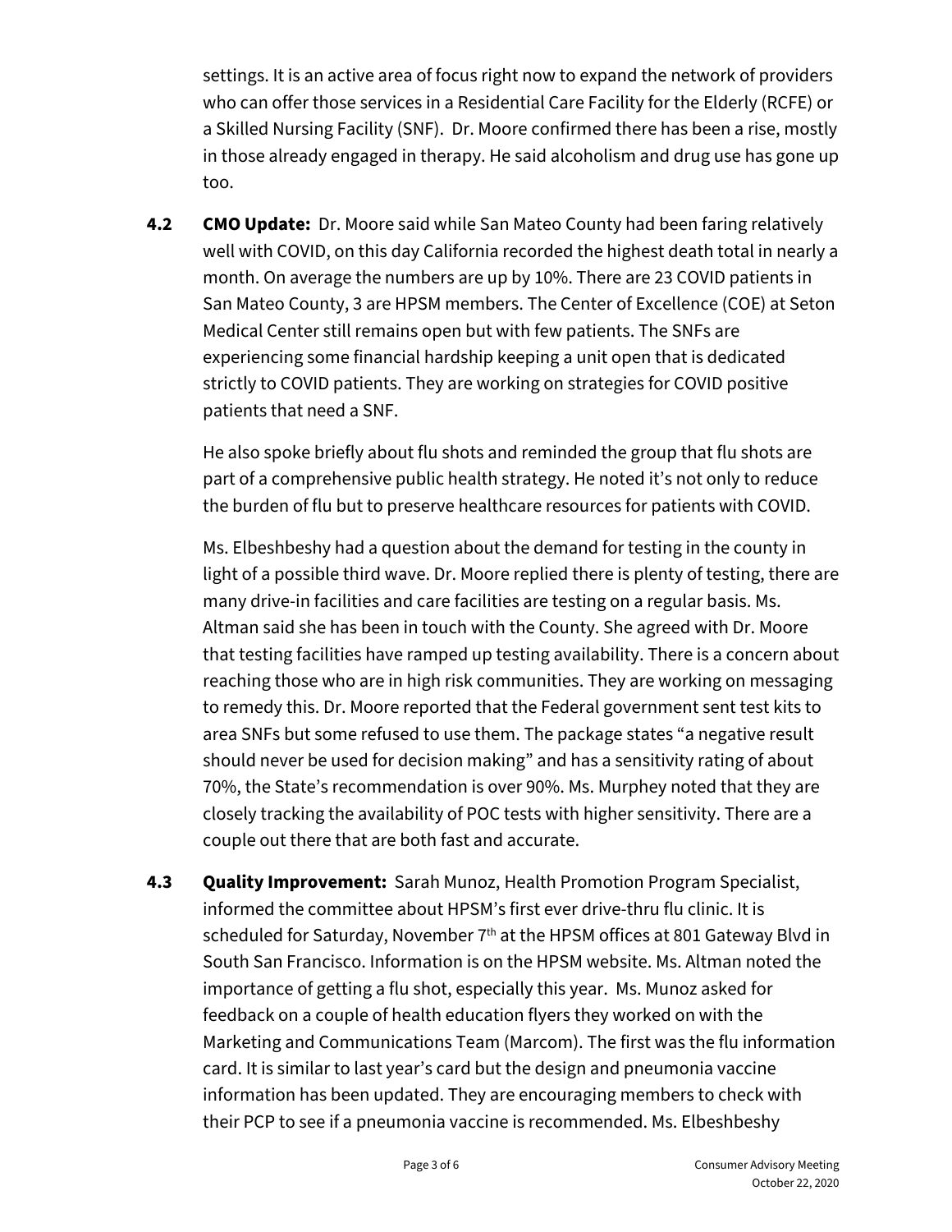settings. It is an active area of focus right now to expand the network of providers who can offer those services in a Residential Care Facility for the Elderly (RCFE) or a Skilled Nursing Facility (SNF). Dr. Moore confirmed there has been a rise, mostly in those already engaged in therapy. He said alcoholism and drug use has gone up too.

**4.2 CMO Update:** Dr. Moore said while San Mateo County had been faring relatively well with COVID, on this day California recorded the highest death total in nearly a month. On average the numbers are up by 10%. There are 23 COVID patients in San Mateo County, 3 are HPSM members. The Center of Excellence (COE) at Seton Medical Center still remains open but with few patients. The SNFs are experiencing some financial hardship keeping a unit open that is dedicated strictly to COVID patients. They are working on strategies for COVID positive patients that need a SNF.

He also spoke briefly about flu shots and reminded the group that flu shots are part of a comprehensive public health strategy. He noted it's not only to reduce the burden of flu but to preserve healthcare resources for patients with COVID.

Ms. Elbeshbeshy had a question about the demand for testing in the county in light of a possible third wave. Dr. Moore replied there is plenty of testing, there are many drive-in facilities and care facilities are testing on a regular basis. Ms. Altman said she has been in touch with the County. She agreed with Dr. Moore that testing facilities have ramped up testing availability. There is a concern about reaching those who are in high risk communities. They are working on messaging to remedy this. Dr. Moore reported that the Federal government sent test kits to area SNFs but some refused to use them. The package states "a negative result should never be used for decision making" and has a sensitivity rating of about 70%, the State's recommendation is over 90%. Ms. Murphey noted that they are closely tracking the availability of POC tests with higher sensitivity. There are a couple out there that are both fast and accurate.

**4.3 Quality Improvement:** Sarah Munoz, Health Promotion Program Specialist, informed the committee about HPSM's first ever drive-thru flu clinic. It is scheduled for Saturday, November 7th at the HPSM offices at 801 Gateway Blvd in South San Francisco. Information is on the HPSM website. Ms. Altman noted the importance of getting a flu shot, especially this year. Ms. Munoz asked for feedback on a couple of health education flyers they worked on with the Marketing and Communications Team (Marcom). The first was the flu information card. It is similar to last year's card but the design and pneumonia vaccine information has been updated. They are encouraging members to check with their PCP to see if a pneumonia vaccine is recommended. Ms. Elbeshbeshy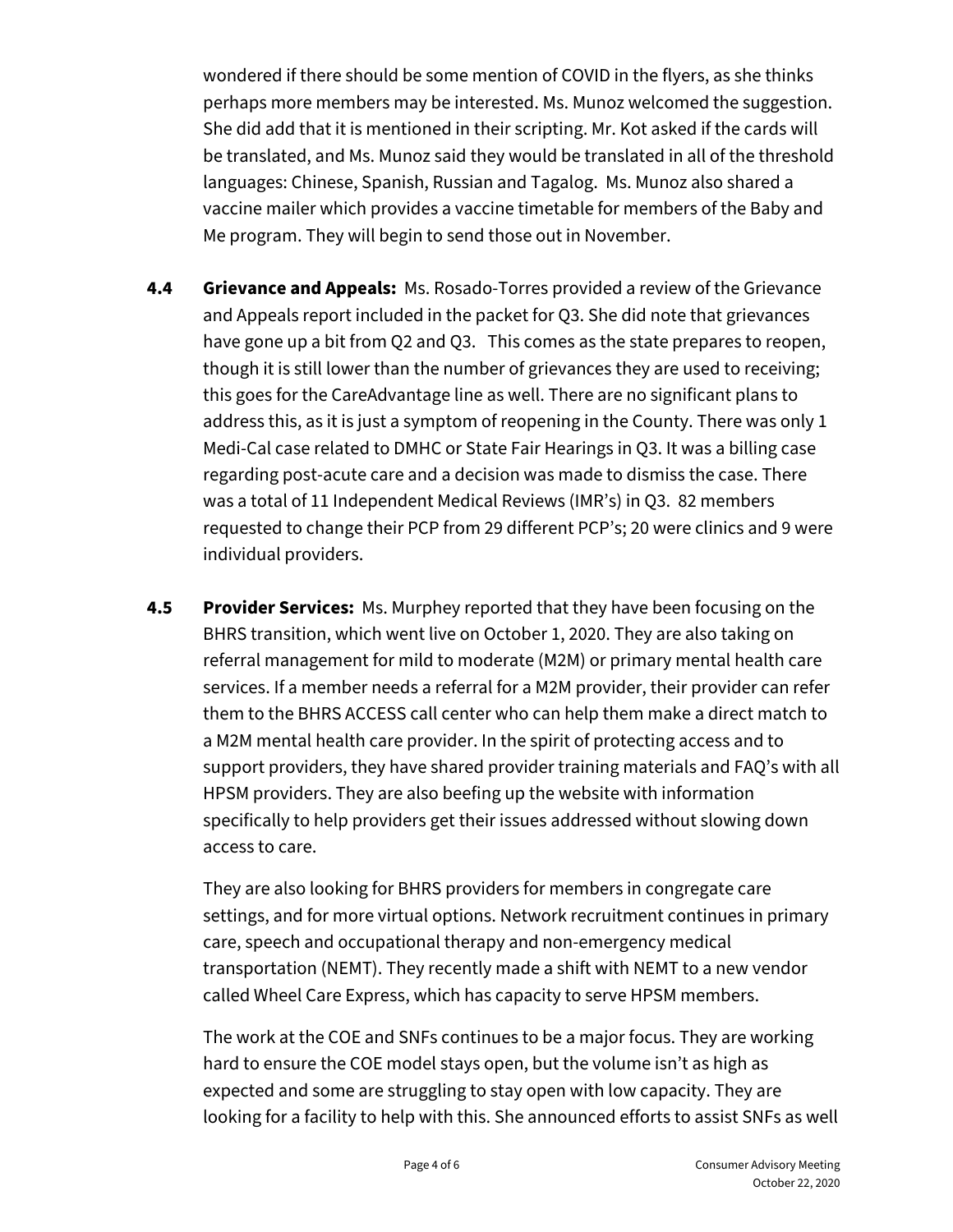wondered if there should be some mention of COVID in the flyers, as she thinks perhaps more members may be interested. Ms. Munoz welcomed the suggestion. She did add that it is mentioned in their scripting. Mr. Kot asked if the cards will be translated, and Ms. Munoz said they would be translated in all of the threshold languages: Chinese, Spanish, Russian and Tagalog. Ms. Munoz also shared a vaccine mailer which provides a vaccine timetable for members of the Baby and Me program. They will begin to send those out in November.

**4.4 Grievance and Appeals:** Ms. Rosado-Torres provided a review of the Grievance and Appeals report included in the packet for Q3. She did note that grievances have gone up a bit from Q2 and Q3. This comes as the state prepares to reopen, though it is still lower than the number of grievances they are used to receiving; this goes for the CareAdvantage line as well. There are no significant plans to address this, as it is just a symptom of reopening in the County. There was only 1 Medi-Cal case related to DMHC or State Fair Hearings in Q3. It was a billing case regarding post-acute care and a decision was made to dismiss the case. There was a total of 11 Independent Medical Reviews (IMR's) in Q3. 82 members requested to change their PCP from 29 different PCP's; 20 were clinics and 9 were individual providers.

**4.5 Provider Services:** Ms. Murphey reported that they have been focusing on the BHRS transition, which went live on October 1, 2020. They are also taking on referral management for mild to moderate (M2M) or primary mental health care services. If a member needs a referral for a M2M provider, their provider can refer them to the BHRS ACCESS call center who can help them make a direct match to a M2M mental health care provider. In the spirit of protecting access and to support providers, they have shared provider training materials and FAQ's with all HPSM providers. They are also beefing up the website with information specifically to help providers get their issues addressed without slowing down access to care.

They are also looking for BHRS providers for members in congregate care settings, and for more virtual options. Network recruitment continues in primary care, speech and occupational therapy and non-emergency medical transportation (NEMT). They recently made a shift with NEMT to a new vendor called Wheel Care Express, which has capacity to serve HPSM members.

The work at the COE and SNFs continues to be a major focus. They are working hard to ensure the COE model stays open, but the volume isn't as high as expected and some are struggling to stay open with low capacity. They are looking for a facility to help with this. She announced efforts to assist SNFs as well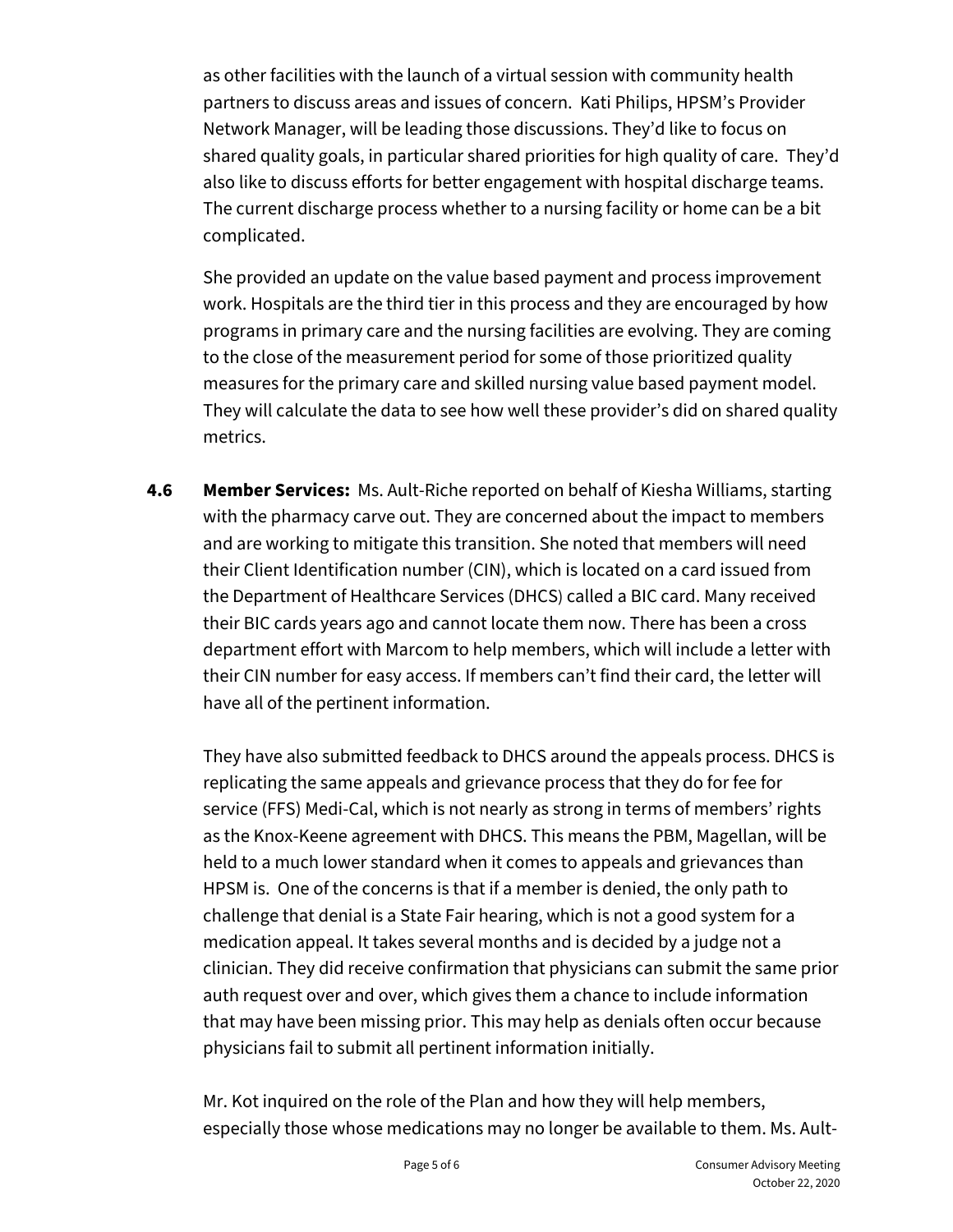as other facilities with the launch of a virtual session with community health partners to discuss areas and issues of concern. Kati Philips, HPSM's Provider Network Manager, will be leading those discussions. They'd like to focus on shared quality goals, in particular shared priorities for high quality of care. They'd also like to discuss efforts for better engagement with hospital discharge teams. The current discharge process whether to a nursing facility or home can be a bit complicated.

She provided an update on the value based payment and process improvement work. Hospitals are the third tier in this process and they are encouraged by how programs in primary care and the nursing facilities are evolving. They are coming to the close of the measurement period for some of those prioritized quality measures for the primary care and skilled nursing value based payment model. They will calculate the data to see how well these provider's did on shared quality metrics.

**4.6 Member Services:** Ms. Ault-Riche reported on behalf of Kiesha Williams, starting with the pharmacy carve out. They are concerned about the impact to members and are working to mitigate this transition. She noted that members will need their Client Identification number (CIN), which is located on a card issued from the Department of Healthcare Services (DHCS) called a BIC card. Many received their BIC cards years ago and cannot locate them now. There has been a cross department effort with Marcom to help members, which will include a letter with their CIN number for easy access. If members can't find their card, the letter will have all of the pertinent information.

They have also submitted feedback to DHCS around the appeals process. DHCS is replicating the same appeals and grievance process that they do for fee for service (FFS) Medi-Cal, which is not nearly as strong in terms of members' rights as the Knox-Keene agreement with DHCS. This means the PBM, Magellan, will be held to a much lower standard when it comes to appeals and grievances than HPSM is. One of the concerns is that if a member is denied, the only path to challenge that denial is a State Fair hearing, which is not a good system for a medication appeal. It takes several months and is decided by a judge not a clinician. They did receive confirmation that physicians can submit the same prior auth request over and over, which gives them a chance to include information that may have been missing prior. This may help as denials often occur because physicians fail to submit all pertinent information initially.

Mr. Kot inquired on the role of the Plan and how they will help members, especially those whose medications may no longer be available to them. Ms. Ault-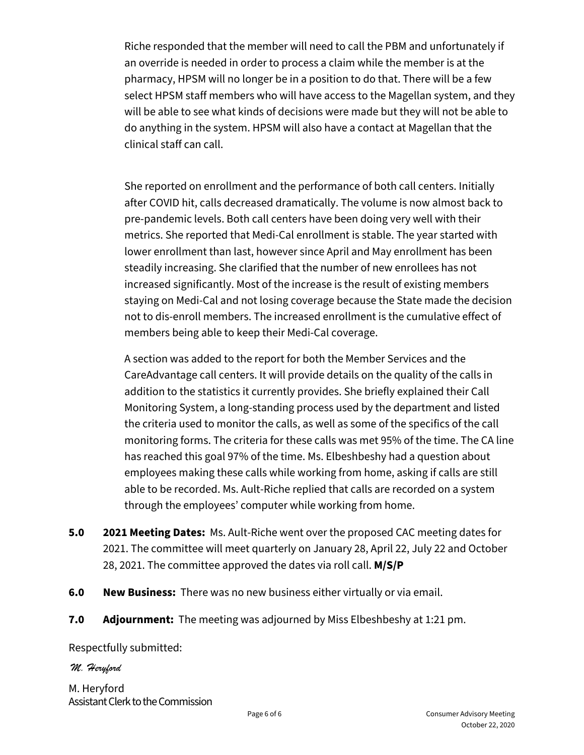Riche responded that the member will need to call the PBM and unfortunately if an override is needed in order to process a claim while the member is at the pharmacy, HPSM will no longer be in a position to do that. There will be a few select HPSM staff members who will have access to the Magellan system, and they will be able to see what kinds of decisions were made but they will not be able to do anything in the system. HPSM will also have a contact at Magellan that the clinical staff can call.

She reported on enrollment and the performance of both call centers. Initially after COVID hit, calls decreased dramatically. The volume is now almost back to pre-pandemic levels. Both call centers have been doing very well with their metrics. She reported that Medi-Cal enrollment is stable. The year started with lower enrollment than last, however since April and May enrollment has been steadily increasing. She clarified that the number of new enrollees has not increased significantly. Most of the increase is the result of existing members staying on Medi-Cal and not losing coverage because the State made the decision not to dis-enroll members. The increased enrollment is the cumulative effect of members being able to keep their Medi-Cal coverage.

A section was added to the report for both the Member Services and the CareAdvantage call centers. It will provide details on the quality of the calls in addition to the statistics it currently provides. She briefly explained their Call Monitoring System, a long-standing process used by the department and listed the criteria used to monitor the calls, as well as some of the specifics of the call monitoring forms. The criteria for these calls was met 95% of the time. The CA line has reached this goal 97% of the time. Ms. Elbeshbeshy had a question about employees making these calls while working from home, asking if calls are still able to be recorded. Ms. Ault-Riche replied that calls are recorded on a system through the employees' computer while working from home.

**5.0 2021 Meeting Dates:** Ms. Ault-Riche went over the proposed CAC meeting dates for 2021. The committee will meet quarterly on January 28, April 22, July 22 and October 28, 2021. The committee approved the dates via roll call. **M/S/P**

**6.0 New Business:** There was no new business either virtually or via email.

**7.0 Adjournment:** The meeting was adjourned by Miss Elbeshbeshy at 1:21 pm.

Respectfully submitted:

*M. Heryford*

M. Heryford
Assistant Clerk to the Commission